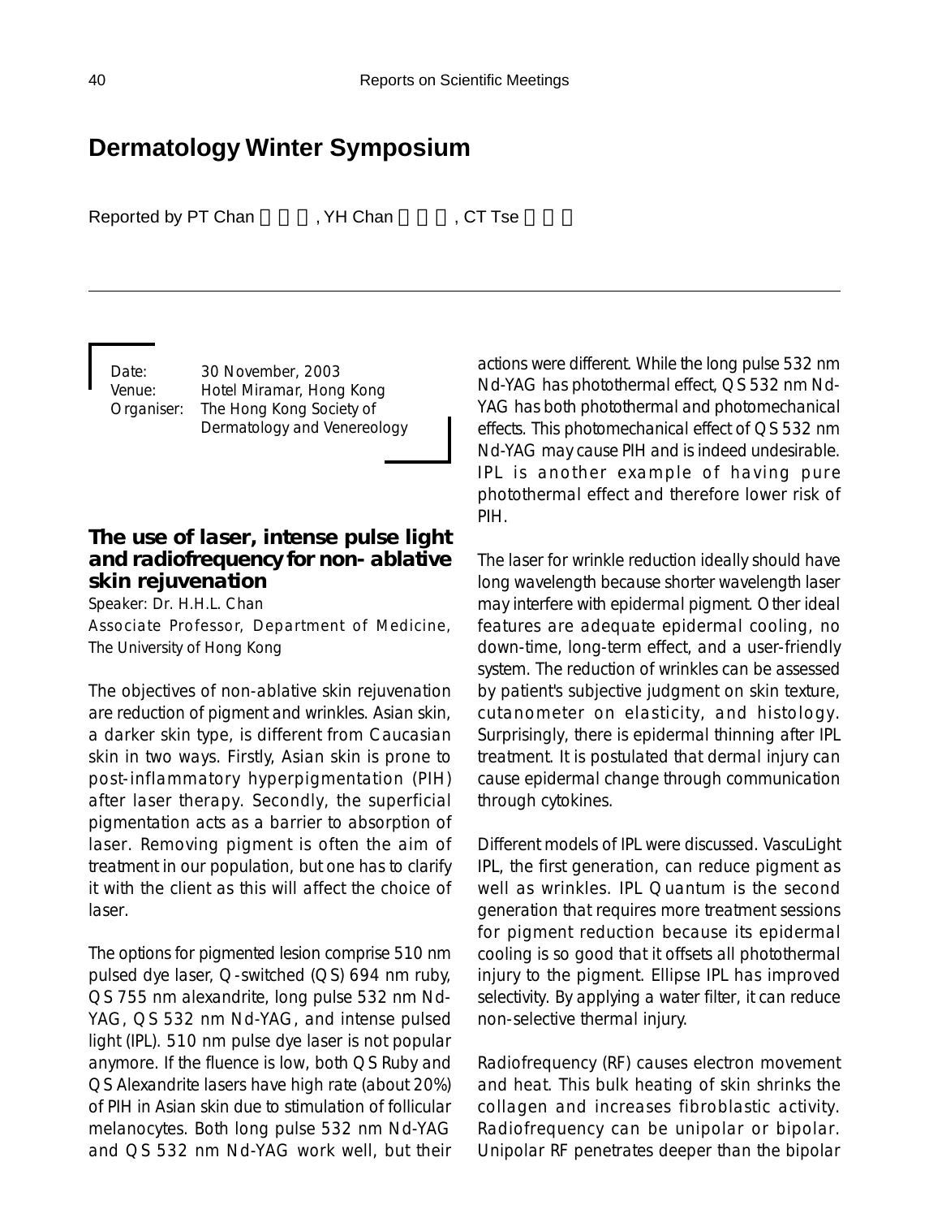# Dermatology Winter Symposium

Reported by PT Chan , YH Chan , CT Tse

Date: 30 November, 2003
Venue: Hotel Miramar, Hong Kong
Organiser: The Hong Kong Society of Dermatology and Venereology

## The use of laser, intense pulse light and radiofrequency for non-ablative skin rejuvenation

Speaker: Dr. H.H.L. Chan
Associate Professor, Department of Medicine, The University of Hong Kong

The objectives of non-ablative skin rejuvenation are reduction of pigment and wrinkles. Asian skin, a darker skin type, is different from Caucasian skin in two ways. Firstly, Asian skin is prone to post-inflammatory hyperpigmentation (PIH) after laser therapy. Secondly, the superficial pigmentation acts as a barrier to absorption of laser. Removing pigment is often the aim of treatment in our population, but one has to clarify it with the client as this will affect the choice of laser.

The options for pigmented lesion comprise 510 nm pulsed dye laser, Q-switched (QS) 694 nm ruby, QS 755 nm alexandrite, long pulse 532 nm Nd-YAG, QS 532 nm Nd-YAG, and intense pulsed light (IPL). 510 nm pulse dye laser is not popular anymore. If the fluence is low, both QS Ruby and QS Alexandrite lasers have high rate (about 20%) of PIH in Asian skin due to stimulation of follicular melanocytes. Both long pulse 532 nm Nd-YAG and QS 532 nm Nd-YAG work well, but their actions were different. While the long pulse 532 nm Nd-YAG has photothermal effect, QS 532 nm Nd-YAG has both photothermal and photomechanical effects. This photomechanical effect of QS 532 nm Nd-YAG may cause PIH and is indeed undesirable. IPL is another example of having pure photothermal effect and therefore lower risk of PIH.

The laser for wrinkle reduction ideally should have long wavelength because shorter wavelength laser may interfere with epidermal pigment. Other ideal features are adequate epidermal cooling, no down-time, long-term effect, and a user-friendly system. The reduction of wrinkles can be assessed by patient's subjective judgment on skin texture, cutanometer on elasticity, and histology. Surprisingly, there is epidermal thinning after IPL treatment. It is postulated that dermal injury can cause epidermal change through communication through cytokines.

Different models of IPL were discussed. VascuLight IPL, the first generation, can reduce pigment as well as wrinkles. IPL Quantum is the second generation that requires more treatment sessions for pigment reduction because its epidermal cooling is so good that it offsets all photothermal injury to the pigment. Ellipse IPL has improved selectivity. By applying a water filter, it can reduce non-selective thermal injury.

Radiofrequency (RF) causes electron movement and heat. This bulk heating of skin shrinks the collagen and increases fibroblastic activity. Radiofrequency can be unipolar or bipolar. Unipolar RF penetrates deeper than the bipolar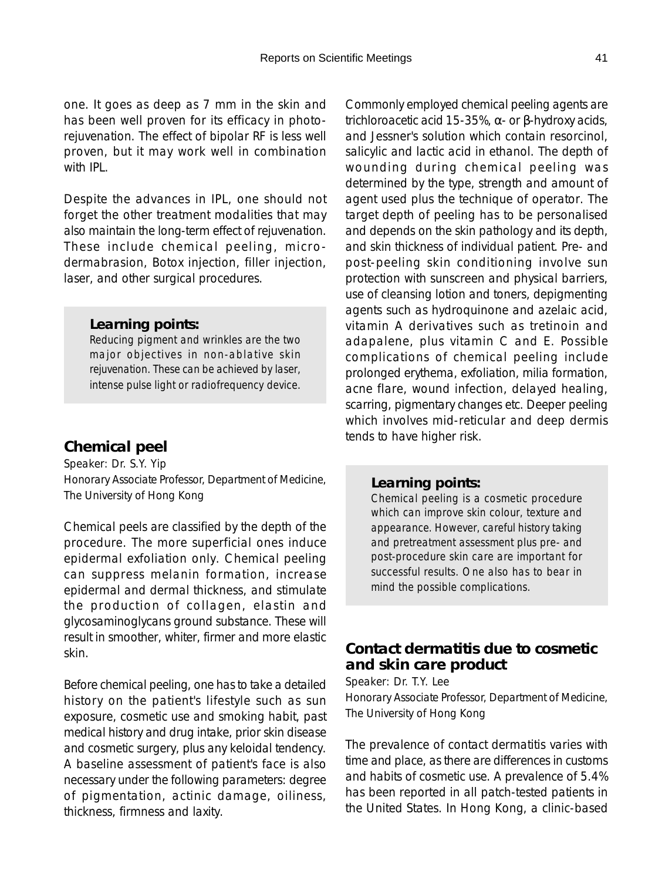one. It goes as deep as 7 mm in the skin and has been well proven for its efficacy in photo-rejuvenation. The effect of bipolar RF is less well proven, but it may work well in combination with IPL.

Despite the advances in IPL, one should not forget the other treatment modalities that may also maintain the long-term effect of rejuvenation. These include chemical peeling, micro-dermabrasion, Botox injection, filler injection, laser, and other surgical procedures.

> **Learning points:**
> Reducing pigment and wrinkles are the two major objectives in non-ablative skin rejuvenation. These can be achieved by laser, intense pulse light or radiofrequency device.

## Chemical peel

Speaker: Dr. S.Y. Yip
Honorary Associate Professor, Department of Medicine, The University of Hong Kong

Chemical peels are classified by the depth of the procedure. The more superficial ones induce epidermal exfoliation only. Chemical peeling can suppress melanin formation, increase epidermal and dermal thickness, and stimulate the production of collagen, elastin and glycosaminoglycans ground substance. These will result in smoother, whiter, firmer and more elastic skin.

Before chemical peeling, one has to take a detailed history on the patient's lifestyle such as sun exposure, cosmetic use and smoking habit, past medical history and drug intake, prior skin disease and cosmetic surgery, plus any keloidal tendency. A baseline assessment of patient's face is also necessary under the following parameters: degree of pigmentation, actinic damage, oiliness, thickness, firmness and laxity.

Commonly employed chemical peeling agents are trichloroacetic acid 15-35%, α- or β-hydroxy acids, and Jessner's solution which contain resorcinol, salicylic and lactic acid in ethanol. The depth of wounding during chemical peeling was determined by the type, strength and amount of agent used plus the technique of operator. The target depth of peeling has to be personalised and depends on the skin pathology and its depth, and skin thickness of individual patient. Pre- and post-peeling skin conditioning involve sun protection with sunscreen and physical barriers, use of cleansing lotion and toners, depigmenting agents such as hydroquinone and azelaic acid, vitamin A derivatives such as tretinoin and adapalene, plus vitamin C and E. Possible complications of chemical peeling include prolonged erythema, exfoliation, milia formation, acne flare, wound infection, delayed healing, scarring, pigmentary changes etc. Deeper peeling which involves mid-reticular and deep dermis tends to have higher risk.

> **Learning points:**
> Chemical peeling is a cosmetic procedure which can improve skin colour, texture and appearance. However, careful history taking and pretreatment assessment plus pre- and post-procedure skin care are important for successful results. One also has to bear in mind the possible complications.

## Contact dermatitis due to cosmetic and skin care product

Speaker: Dr. T.Y. Lee
Honorary Associate Professor, Department of Medicine, The University of Hong Kong

The prevalence of contact dermatitis varies with time and place, as there are differences in customs and habits of cosmetic use. A prevalence of 5.4% has been reported in all patch-tested patients in the United States. In Hong Kong, a clinic-based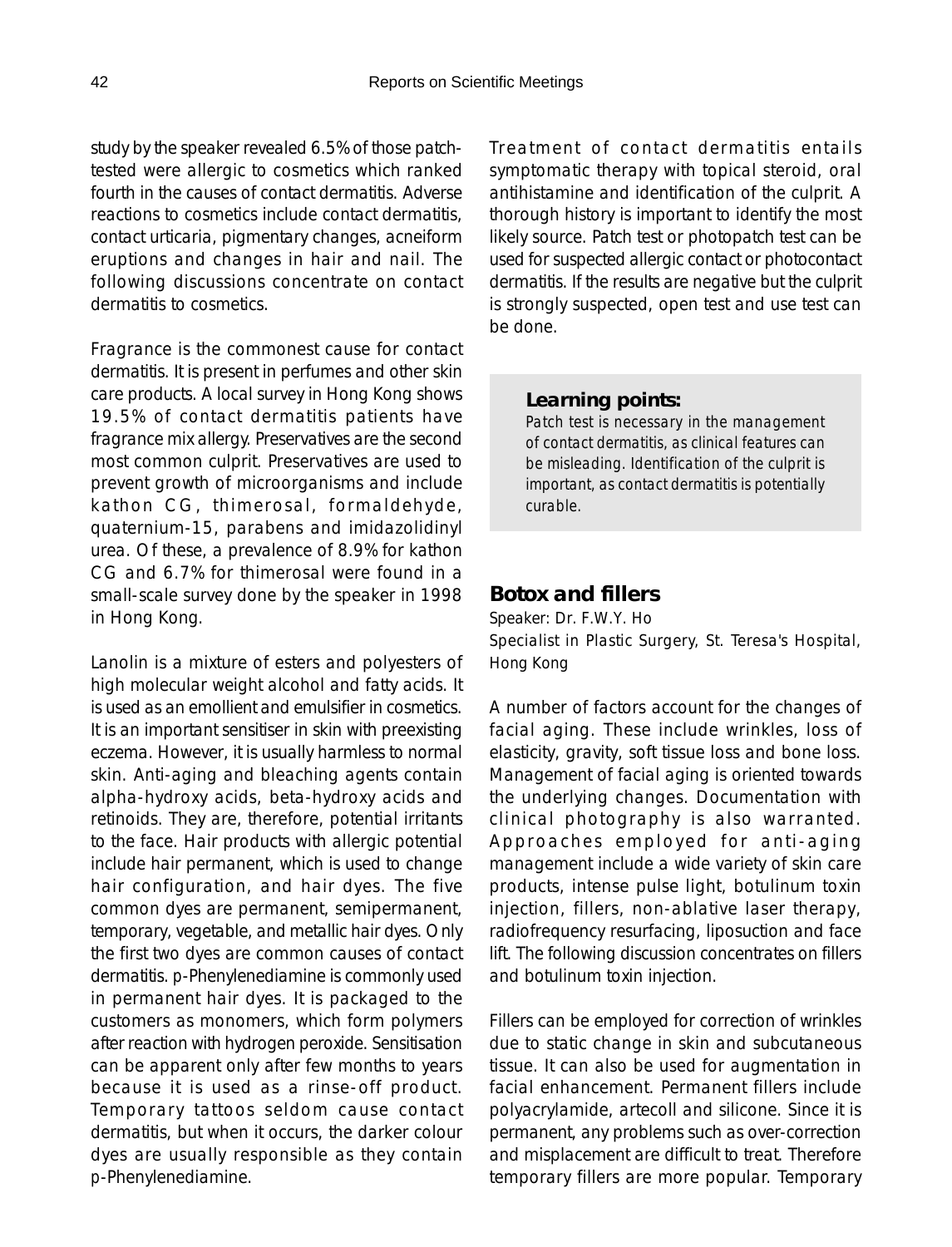study by the speaker revealed 6.5% of those patch-tested were allergic to cosmetics which ranked fourth in the causes of contact dermatitis. Adverse reactions to cosmetics include contact dermatitis, contact urticaria, pigmentary changes, acneiform eruptions and changes in hair and nail. The following discussions concentrate on contact dermatitis to cosmetics.

Fragrance is the commonest cause for contact dermatitis. It is present in perfumes and other skin care products. A local survey in Hong Kong shows 19.5% of contact dermatitis patients have fragrance mix allergy. Preservatives are the second most common culprit. Preservatives are used to prevent growth of microorganisms and include kathon CG, thimerosal, formaldehyde, quaternium-15, parabens and imidazolidinyl urea. Of these, a prevalence of 8.9% for kathon CG and 6.7% for thimerosal were found in a small-scale survey done by the speaker in 1998 in Hong Kong.

Lanolin is a mixture of esters and polyesters of high molecular weight alcohol and fatty acids. It is used as an emollient and emulsifier in cosmetics. It is an important sensitiser in skin with preexisting eczema. However, it is usually harmless to normal skin. Anti-aging and bleaching agents contain alpha-hydroxy acids, beta-hydroxy acids and retinoids. They are, therefore, potential irritants to the face. Hair products with allergic potential include hair permanent, which is used to change hair configuration, and hair dyes. The five common dyes are permanent, semipermanent, temporary, vegetable, and metallic hair dyes. Only the first two dyes are common causes of contact dermatitis. p-Phenylenediamine is commonly used in permanent hair dyes. It is packaged to the customers as monomers, which form polymers after reaction with hydrogen peroxide. Sensitisation can be apparent only after few months to years because it is used as a rinse-off product. Temporary tattoos seldom cause contact dermatitis, but when it occurs, the darker colour dyes are usually responsible as they contain p-Phenylenediamine.

Treatment of contact dermatitis entails symptomatic therapy with topical steroid, oral antihistamine and identification of the culprit. A thorough history is important to identify the most likely source. Patch test or photopatch test can be used for suspected allergic contact or photocontact dermatitis. If the results are negative but the culprit is strongly suspected, open test and use test can be done.

**Learning points:**

*Patch test is necessary in the management of contact dermatitis, as clinical features can be misleading. Identification of the culprit is important, as contact dermatitis is potentially curable.*

## Botox and fillers

Speaker: Dr. F.W.Y. Ho
Specialist in Plastic Surgery, St. Teresa's Hospital, Hong Kong

A number of factors account for the changes of facial aging. These include wrinkles, loss of elasticity, gravity, soft tissue loss and bone loss. Management of facial aging is oriented towards the underlying changes. Documentation with clinical photography is also warranted. Approaches employed for anti-aging management include a wide variety of skin care products, intense pulse light, botulinum toxin injection, fillers, non-ablative laser therapy, radiofrequency resurfacing, liposuction and face lift. The following discussion concentrates on fillers and botulinum toxin injection.

Fillers can be employed for correction of wrinkles due to static change in skin and subcutaneous tissue. It can also be used for augmentation in facial enhancement. Permanent fillers include polyacrylamide, artecoll and silicone. Since it is permanent, any problems such as over-correction and misplacement are difficult to treat. Therefore temporary fillers are more popular. Temporary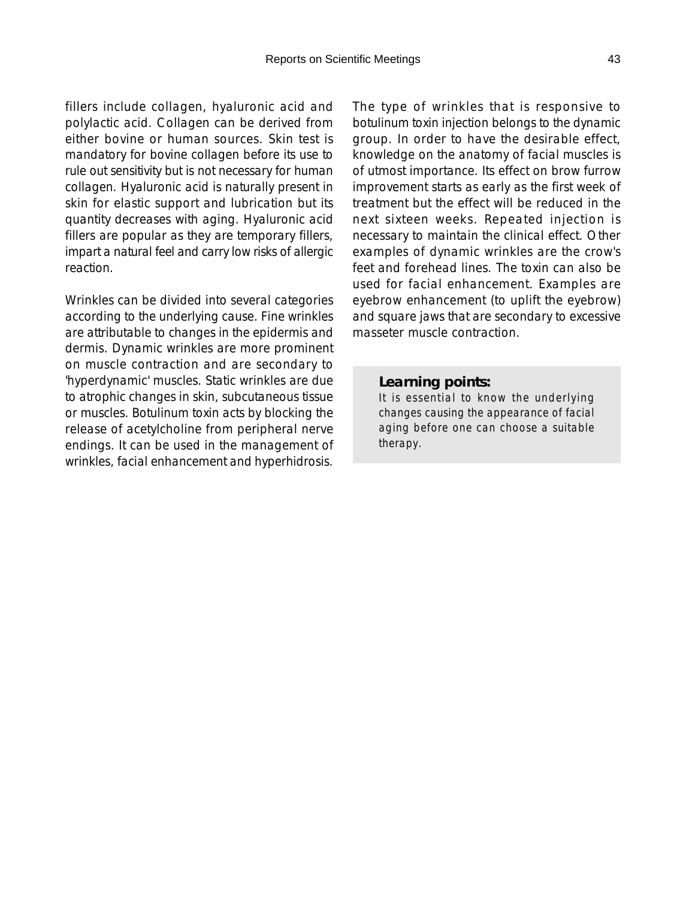fillers include collagen, hyaluronic acid and polylactic acid. Collagen can be derived from either bovine or human sources. Skin test is mandatory for bovine collagen before its use to rule out sensitivity but is not necessary for human collagen. Hyaluronic acid is naturally present in skin for elastic support and lubrication but its quantity decreases with aging. Hyaluronic acid fillers are popular as they are temporary fillers, impart a natural feel and carry low risks of allergic reaction.

Wrinkles can be divided into several categories according to the underlying cause. Fine wrinkles are attributable to changes in the epidermis and dermis. Dynamic wrinkles are more prominent on muscle contraction and are secondary to 'hyperdynamic' muscles. Static wrinkles are due to atrophic changes in skin, subcutaneous tissue or muscles. Botulinum toxin acts by blocking the release of acetylcholine from peripheral nerve endings. It can be used in the management of wrinkles, facial enhancement and hyperhidrosis.

The type of wrinkles that is responsive to botulinum toxin injection belongs to the dynamic group. In order to have the desirable effect, knowledge on the anatomy of facial muscles is of utmost importance. Its effect on brow furrow improvement starts as early as the first week of treatment but the effect will be reduced in the next sixteen weeks. Repeated injection is necessary to maintain the clinical effect. Other examples of dynamic wrinkles are the crow's feet and forehead lines. The toxin can also be used for facial enhancement. Examples are eyebrow enhancement (to uplift the eyebrow) and square jaws that are secondary to excessive masseter muscle contraction.

**Learning points:**

It is essential to know the underlying changes causing the appearance of facial aging before one can choose a suitable therapy.